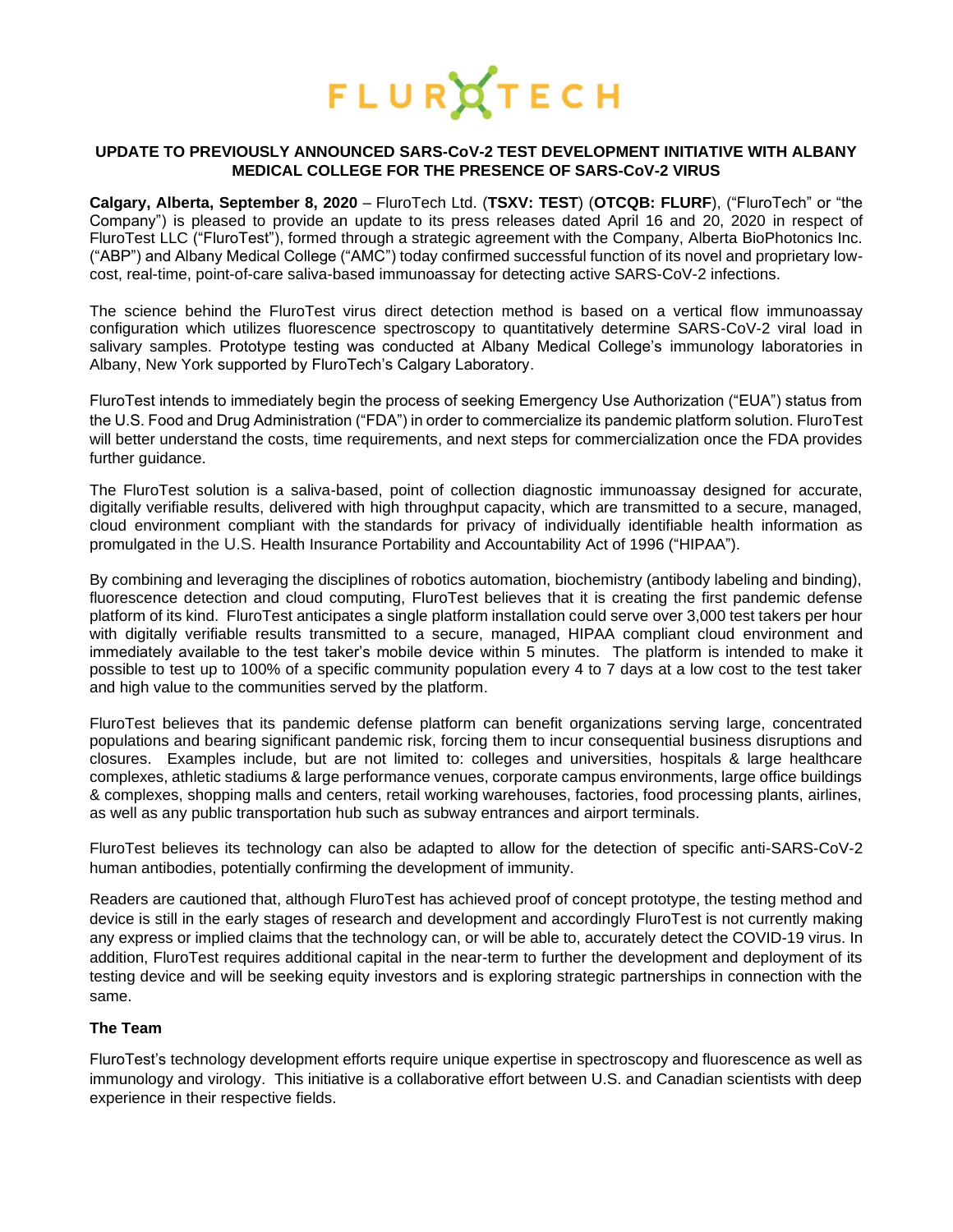# FLUROTECH

## UPDATE TO PREVIOUSLY ANNOUNCED SARS-CoV-2 TEST DEVELOPMENT INITIATIVE WITH ALBANY MEDICAL COLLEGE FOR THE PRESENCE OF SARS-CoV-2 VIRUS

**Calgary, Alberta, September 8, 2020** – FluroTech Ltd. (**TSXV: TEST**) (**OTCQB: FLURF**), ("FluroTech" or "the Company") is pleased to provide an update to its press releases dated April 16 and 20, 2020 in respect of FluroTest LLC ("FluroTest"), formed through a strategic agreement with the Company, Alberta BioPhotonics Inc. ("ABP") and Albany Medical College ("AMC") today confirmed successful function of its novel and proprietary low-cost, real-time, point-of-care saliva-based immunoassay for detecting active SARS-CoV-2 infections.

The science behind the FluroTest virus direct detection method is based on a vertical flow immunoassay configuration which utilizes fluorescence spectroscopy to quantitatively determine SARS-CoV-2 viral load in salivary samples. Prototype testing was conducted at Albany Medical College's immunology laboratories in Albany, New York supported by FluroTech's Calgary Laboratory.

FluroTest intends to immediately begin the process of seeking Emergency Use Authorization ("EUA") status from the U.S. Food and Drug Administration ("FDA") in order to commercialize its pandemic platform solution. FluroTest will better understand the costs, time requirements, and next steps for commercialization once the FDA provides further guidance.

The FluroTest solution is a saliva-based, point of collection diagnostic immunoassay designed for accurate, digitally verifiable results, delivered with high throughput capacity, which are transmitted to a secure, managed, cloud environment compliant with the standards for privacy of individually identifiable health information as promulgated in the U.S. Health Insurance Portability and Accountability Act of 1996 ("HIPAA").

By combining and leveraging the disciplines of robotics automation, biochemistry (antibody labeling and binding), fluorescence detection and cloud computing, FluroTest believes that it is creating the first pandemic defense platform of its kind. FluroTest anticipates a single platform installation could serve over 3,000 test takers per hour with digitally verifiable results transmitted to a secure, managed, HIPAA compliant cloud environment and immediately available to the test taker's mobile device within 5 minutes. The platform is intended to make it possible to test up to 100% of a specific community population every 4 to 7 days at a low cost to the test taker and high value to the communities served by the platform.

FluroTest believes that its pandemic defense platform can benefit organizations serving large, concentrated populations and bearing significant pandemic risk, forcing them to incur consequential business disruptions and closures. Examples include, but are not limited to: colleges and universities, hospitals & large healthcare complexes, athletic stadiums & large performance venues, corporate campus environments, large office buildings & complexes, shopping malls and centers, retail working warehouses, factories, food processing plants, airlines, as well as any public transportation hub such as subway entrances and airport terminals.

FluroTest believes its technology can also be adapted to allow for the detection of specific anti-SARS-CoV-2 human antibodies, potentially confirming the development of immunity.

Readers are cautioned that, although FluroTest has achieved proof of concept prototype, the testing method and device is still in the early stages of research and development and accordingly FluroTest is not currently making any express or implied claims that the technology can, or will be able to, accurately detect the COVID-19 virus. In addition, FluroTest requires additional capital in the near-term to further the development and deployment of its testing device and will be seeking equity investors and is exploring strategic partnerships in connection with the same.

**The Team**

FluroTest's technology development efforts require unique expertise in spectroscopy and fluorescence as well as immunology and virology. This initiative is a collaborative effort between U.S. and Canadian scientists with deep experience in their respective fields.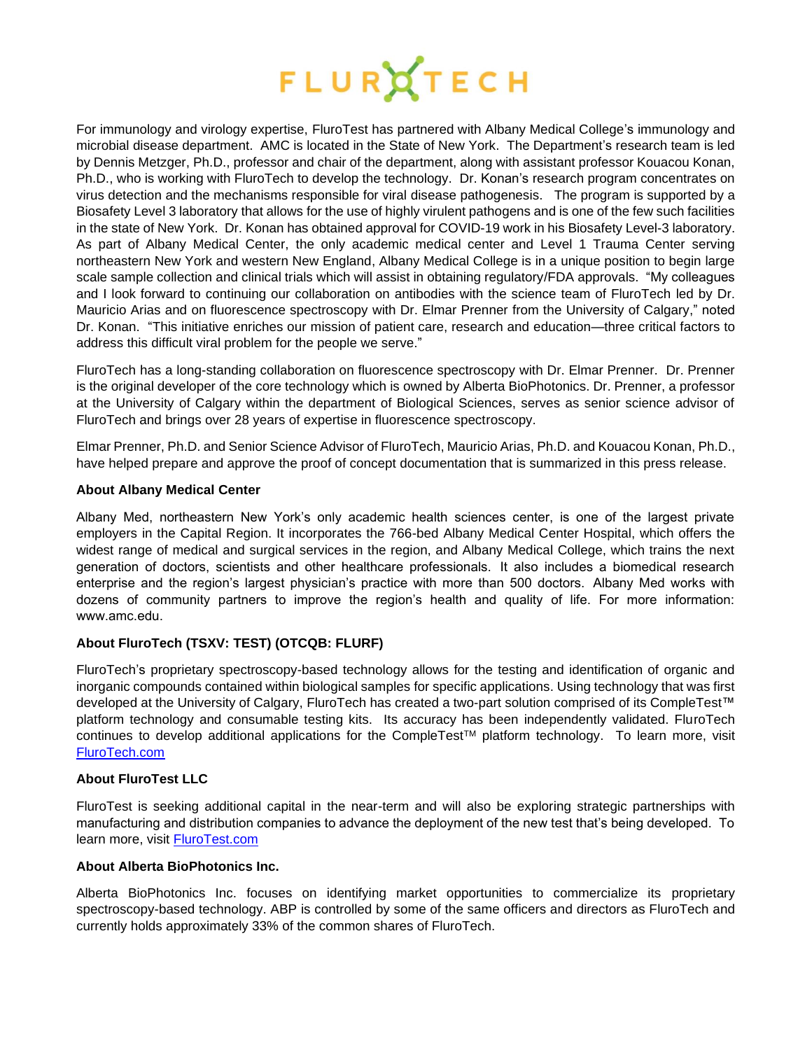For immunology and virology expertise, FluroTest has partnered with Albany Medical College's immunology and microbial disease department. AMC is located in the State of New York. The Department's research team is led by Dennis Metzger, Ph.D., professor and chair of the department, along with assistant professor Kouacou Konan, Ph.D., who is working with FluroTech to develop the technology. Dr. Konan's research program concentrates on virus detection and the mechanisms responsible for viral disease pathogenesis. The program is supported by a Biosafety Level 3 laboratory that allows for the use of highly virulent pathogens and is one of the few such facilities in the state of New York. Dr. Konan has obtained approval for COVID-19 work in his Biosafety Level-3 laboratory. As part of Albany Medical Center, the only academic medical center and Level 1 Trauma Center serving northeastern New York and western New England, Albany Medical College is in a unique position to begin large scale sample collection and clinical trials which will assist in obtaining regulatory/FDA approvals. "My colleagues and I look forward to continuing our collaboration on antibodies with the science team of FluroTech led by Dr. Mauricio Arias and on fluorescence spectroscopy with Dr. Elmar Prenner from the University of Calgary," noted Dr. Konan. "This initiative enriches our mission of patient care, research and education—three critical factors to address this difficult viral problem for the people we serve."

FluroTech has a long-standing collaboration on fluorescence spectroscopy with Dr. Elmar Prenner. Dr. Prenner is the original developer of the core technology which is owned by Alberta BioPhotonics. Dr. Prenner, a professor at the University of Calgary within the department of Biological Sciences, serves as senior science advisor of FluroTech and brings over 28 years of expertise in fluorescence spectroscopy.

Elmar Prenner, Ph.D. and Senior Science Advisor of FluroTech, Mauricio Arias, Ph.D. and Kouacou Konan, Ph.D., have helped prepare and approve the proof of concept documentation that is summarized in this press release.

**About Albany Medical Center**

Albany Med, northeastern New York's only academic health sciences center, is one of the largest private employers in the Capital Region. It incorporates the 766-bed Albany Medical Center Hospital, which offers the widest range of medical and surgical services in the region, and Albany Medical College, which trains the next generation of doctors, scientists and other healthcare professionals. It also includes a biomedical research enterprise and the region's largest physician's practice with more than 500 doctors. Albany Med works with dozens of community partners to improve the region's health and quality of life. For more information: www.amc.edu.

**About FluroTech (TSXV: TEST) (OTCQB: FLURF)**

FluroTech's proprietary spectroscopy-based technology allows for the testing and identification of organic and inorganic compounds contained within biological samples for specific applications. Using technology that was first developed at the University of Calgary, FluroTech has created a two-part solution comprised of its CompleTest™ platform technology and consumable testing kits. Its accuracy has been independently validated. FluroTech continues to develop additional applications for the CompleTest™ platform technology. To learn more, visit [FluroTech.com](FluroTech.com)

**About FluroTest LLC**

FluroTest is seeking additional capital in the near-term and will also be exploring strategic partnerships with manufacturing and distribution companies to advance the deployment of the new test that's being developed. To learn more, visit [FluroTest.com](FluroTest.com)

**About Alberta BioPhotonics Inc.**

Alberta BioPhotonics Inc. focuses on identifying market opportunities to commercialize its proprietary spectroscopy-based technology. ABP is controlled by some of the same officers and directors as FluroTech and currently holds approximately 33% of the common shares of FluroTech.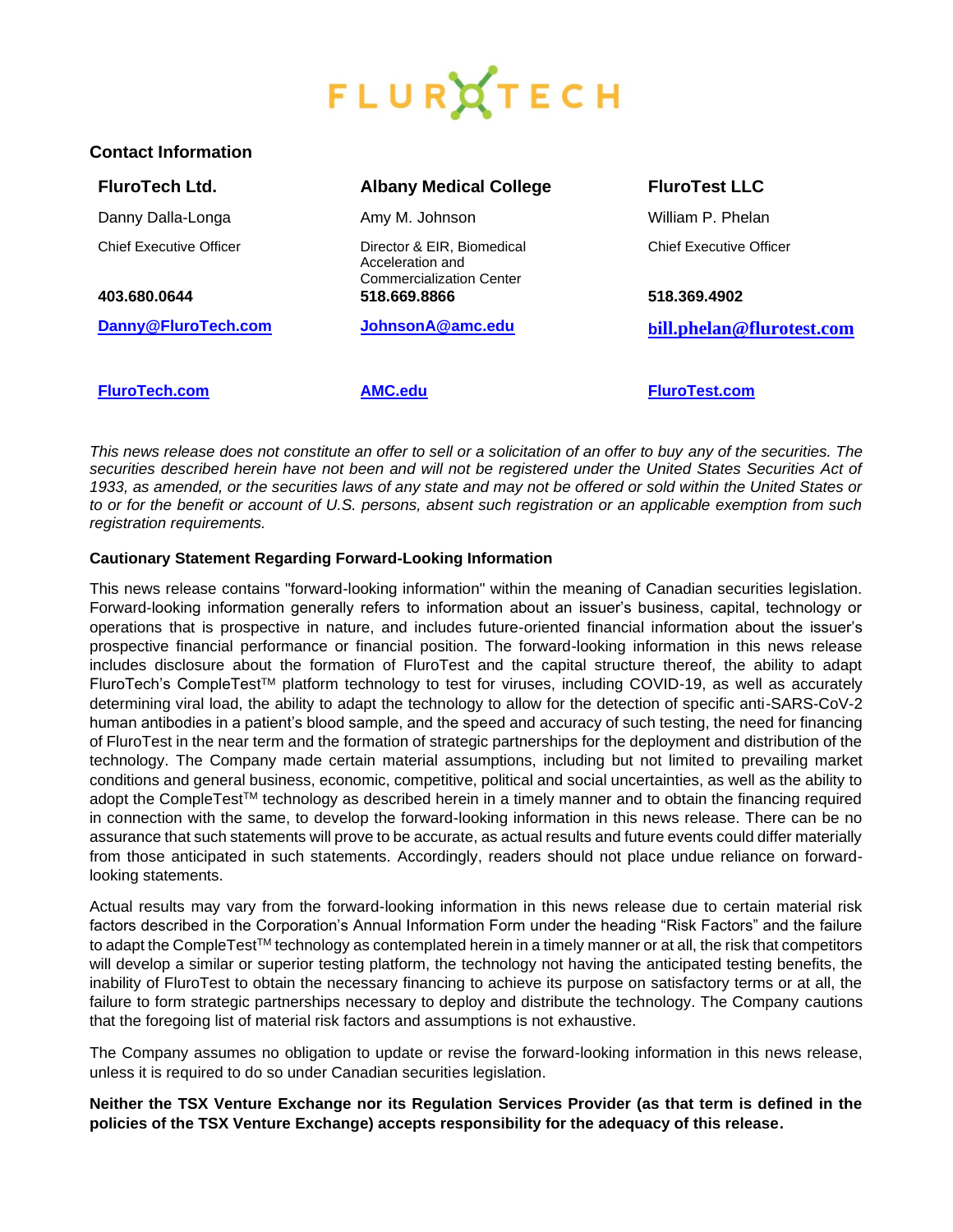FLUROTECH

**Contact Information**

| | | |
|---|---|---|
| **FluroTech Ltd.** | **Albany Medical College** | **FluroTest LLC** |
| Danny Dalla-Longa | Amy M. Johnson | William P. Phelan |
| Chief Executive Officer | Director & EIR, Biomedical Acceleration and Commercialization Center | Chief Executive Officer |
| **403.680.0644** | **518.669.8866** | **518.369.4902** |
| **Danny@FluroTech.com** | **JohnsonA@amc.edu** | **bill.phelan@flurotest.com** |
| **FluroTech.com** | **AMC.edu** | **FluroTest.com** |

*This news release does not constitute an offer to sell or a solicitation of an offer to buy any of the securities. The securities described herein have not been and will not be registered under the United States Securities Act of 1933, as amended, or the securities laws of any state and may not be offered or sold within the United States or to or for the benefit or account of U.S. persons, absent such registration or an applicable exemption from such registration requirements.*

**Cautionary Statement Regarding Forward-Looking Information**

This news release contains "forward-looking information" within the meaning of Canadian securities legislation. Forward-looking information generally refers to information about an issuer's business, capital, technology or operations that is prospective in nature, and includes future-oriented financial information about the issuer's prospective financial performance or financial position. The forward-looking information in this news release includes disclosure about the formation of FluroTest and the capital structure thereof, the ability to adapt FluroTech's CompleTest™ platform technology to test for viruses, including COVID-19, as well as accurately determining viral load, the ability to adapt the technology to allow for the detection of specific anti-SARS-CoV-2 human antibodies in a patient's blood sample, and the speed and accuracy of such testing, the need for financing of FluroTest in the near term and the formation of strategic partnerships for the deployment and distribution of the technology. The Company made certain material assumptions, including but not limited to prevailing market conditions and general business, economic, competitive, political and social uncertainties, as well as the ability to adopt the CompleTest™ technology as described herein in a timely manner and to obtain the financing required in connection with the same, to develop the forward-looking information in this news release. There can be no assurance that such statements will prove to be accurate, as actual results and future events could differ materially from those anticipated in such statements. Accordingly, readers should not place undue reliance on forward-looking statements.

Actual results may vary from the forward-looking information in this news release due to certain material risk factors described in the Corporation's Annual Information Form under the heading "Risk Factors" and the failure to adapt the CompleTest™ technology as contemplated herein in a timely manner or at all, the risk that competitors will develop a similar or superior testing platform, the technology not having the anticipated testing benefits, the inability of FluroTest to obtain the necessary financing to achieve its purpose on satisfactory terms or at all, the failure to form strategic partnerships necessary to deploy and distribute the technology. The Company cautions that the foregoing list of material risk factors and assumptions is not exhaustive.

The Company assumes no obligation to update or revise the forward-looking information in this news release, unless it is required to do so under Canadian securities legislation.

**Neither the TSX Venture Exchange nor its Regulation Services Provider (as that term is defined in the policies of the TSX Venture Exchange) accepts responsibility for the adequacy of this release.**